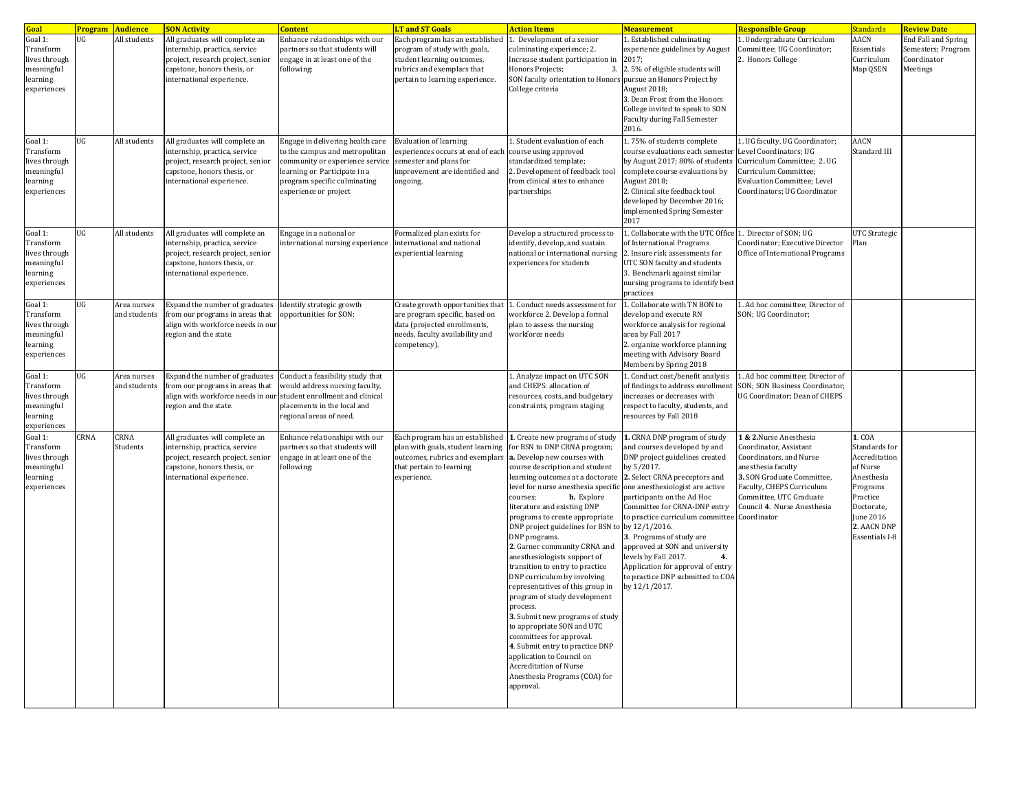| Goal | Program | Audience | SON Activity | Content | LT and ST Goals | Action Items | Measurement | Responsible Group | Standards | Review Date |
|---|---|---|---|---|---|---|---|---|---|---|
| Goal 1: Transform lives through meaningful learning experiences | UG | All students | All graduates will complete an internship, practica, service project, research project, senior capstone, honors thesis, or international experience. | Enhance relationships with our partners so that students will engage in at least one of the following: | Each program has an established program of study with goals, student learning outcomes, rubrics and exemplars that pertain to learning experience. | 1. Development of a senior culminating experience; 2. Increase student participation in Honors Projects; 3. SON faculty orientation to Honors College criteria | 1. Established culminating experience guidelines by August 2017; 2. 5% of eligible students will pursue an Honors Project by August 2018; 3. Dean Frost from the Honors College invited to speak to SON Faculty during Fall Semester 2016. | 1. Undergraduate Curriculum Committee; UG Coordinator; 2. Honors College | AACN Essentials Curriculum Map QSEN | End Fall and Spring Semesters; Program Coordinator Meetings |
| Goal 1: Transform lives through meaningful learning experiences | UG | All students | All graduates will complete an internship, practica, service project, research project, senior capstone, honors thesis, or international experience. | Engage in delivering health care to the campus and metropolitan community or experience service learning or Participate in a program specific culminating experience or project | Evaluation of learning experiences occurs at end of each semester and plans for improvement are identified and ongoing. | 1. Student evaluation of each course using approved standardized template; 2. Development of feedback tool from clinical sites to enhance partnerships | 1. 75% of students complete course evaluations each semester by August 2017; 80% of students complete course evaluations by August 2018; 2. Clinical site feedback tool developed by December 2016; implemented Spring Semester 2017 | 1. UG faculty, UG Coordinator; Level Coordinators; UG Curriculum Committee; 2. UG Curriculum Committee; Evaluation Committee; Level Coordinators; UG Coordinator | AACN Standard III | |
| Goal 1: Transform lives through meaningful learning experiences | UG | All students | All graduates will complete an internship, practica, service project, research project, senior capstone, honors thesis, or international experience. | Engage in a national or international nursing experience | Formalized plan exists for international and national experiential learning | Develop a structured process to identify, develop, and sustain national or international nursing experiences for students | 1. Collaborate with the UTC Office of International Programs 2. Insure risk assessments for UTC SON faculty and students 3. Benchmark against similar nursing programs to identify best practices | 1. Director of SON; UG Coordinator; Executive Director Office of International Programs | UTC Strategic Plan | |
| Goal 1: Transform lives through meaningful learning experiences | UG | Area nurses and students | Expand the number of graduates from our programs in areas that align with workforce needs in our region and the state. | Identify strategic growth opportunities for SON: | Create growth opportunities that are program specific, based on data (projected enrollments, needs, faculty availability and competency). | 1. Conduct needs assessment for workforce 2. Develop a formal plan to assess the nursing workforce needs | 1. Collaborate with TN BON to develop and execute RN workforce analysis for regional area by Fall 2017 2. organize workforce planning meeting with Advisory Board Members by Spring 2018 | 1. Ad hoc committee; Director of SON; UG Coordinator; | | |
| Goal 1: Transform lives through meaningful learning experiences | UG | Area nurses and students | Expand the number of graduates from our programs in areas that align with workforce needs in our region and the state. | Conduct a feasibility study that would address nursing faculty, student enrollment and clinical placements in the local and regional areas of need. | | 1. Analyze impact on UTC SON and CHEPS: allocation of resources, costs, and budgetary constraints, program staging | 1. Conduct cost/benefit analysis of findings to address enrollment increases or decreases with respect to faculty, students, and resources by Fall 2018 | 1. Ad hoc committee; Director of SON; SON Business Coordinator; UG Coordinator; Dean of CHEPS | | |
| Goal 1: Transform lives through meaningful learning experiences | CRNA | CRNA Students | All graduates will complete an internship, practica, service project, research project, senior capstone, honors thesis, or international experience. | Enhance relationships with our partners so that students will engage in at least one of the following: | Each program has an established plan with goals, student learning outcomes, rubrics and exemplars that pertain to learning experience. | **1**. Create new programs of study for BSN to DNP CRNA program; **a.** Develop new courses with course description and student learning outcomes at a doctorate level for nurse anesthesia specific courses; **b.** Explore literature and existing DNP programs to create appropriate DNP project guidelines for BSN to DNP programs. **2**. Garner community CRNA and anesthesiologists support of transition to entry to practice DNP curriculum by involving representatives of this group in program of study development process. **3**. Submit new programs of study to appropriate SON and UTC committees for approval. **4**. Submit entry to practice DNP application to Council on Accreditation of Nurse Anesthesia Programs (COA) for approval. | **1.** CRNA DNP program of study and courses developed by and DNP project guidelines created by 5/2017. **2.** Select CRNA preceptors and one anesthesiologist are active participants on the Ad Hoc Committee for CRNA-DNP entry to practice curriculum committee by 12/1/2016. **3**. Programs of study are approved at SON and university levels by Fall 2017. **4.** Application for approval of entry to practice DNP submitted to COA by 12/1/2017. | **1 & 2.** Nurse Anesthesia Coordinator, Assistant Coordinators, and Nurse anesthesia faculty **3.** SON Graduate Committee, Faculty, CHEPS Curriculum Committee, UTC Graduate Council **4**. Nurse Anesthesia Coordinator | **1**. COA Standards for Accreditation of Nurse Anesthesia Programs Practice Doctorate, June 2016 **2.** AACN DNP Essentials I-8 | |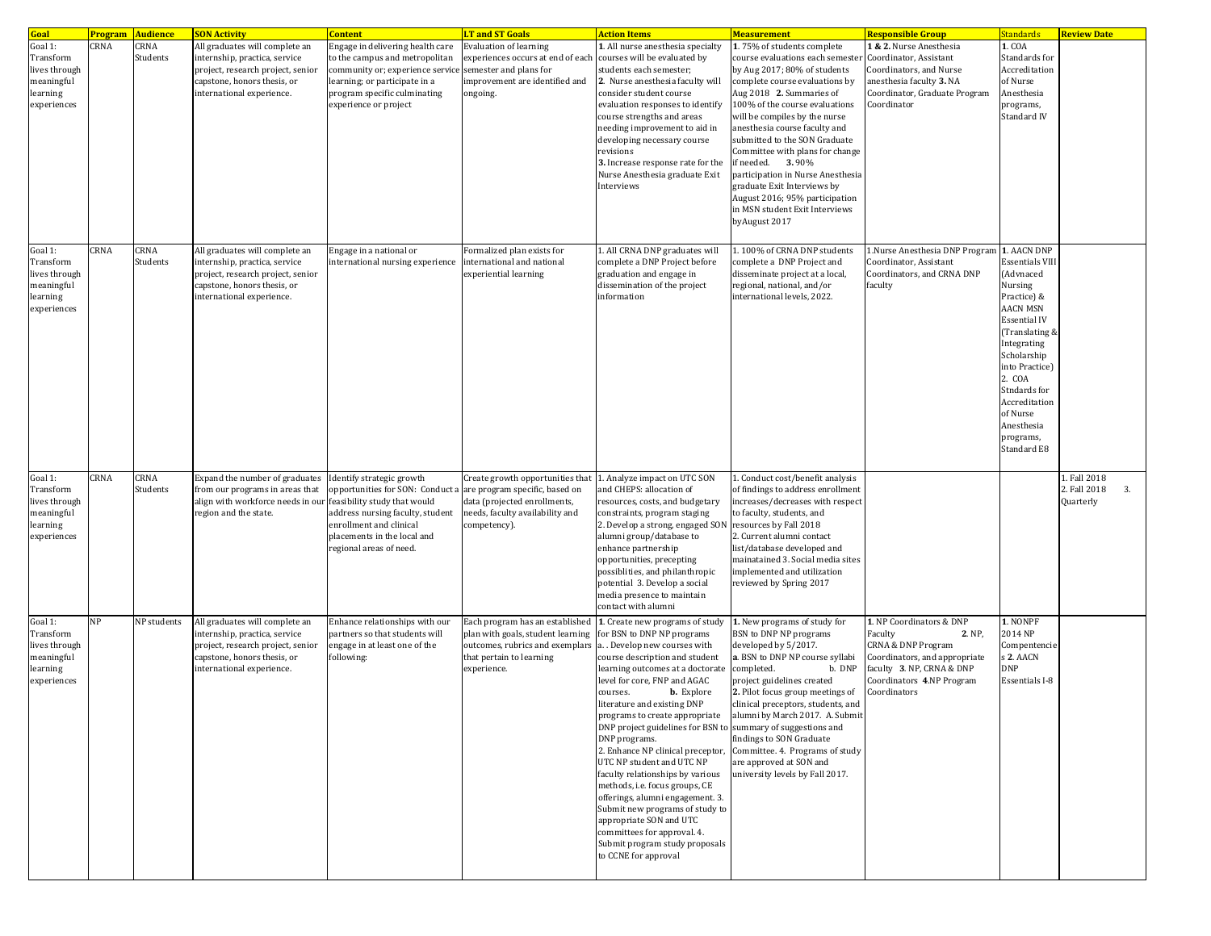| Goal | Program | Audience | SON Activity | Content | LT and ST Goals | Action Items | Measurement | Responsible Group | Standards | Review Date |
|---|---|---|---|---|---|---|---|---|---|---|
| Goal 1: Transform lives through meaningful learning experiences | CRNA | CRNA Students | All graduates will complete an internship, practica, service project, research project, senior capstone, honors thesis, or international experience. | Engage in delivering health care to the campus and metropolitan community or; experience service learning; or participate in a program specific culminating experience or project | Evaluation of learning experiences occurs at end of each semester and plans for improvement are identified and ongoing. | **1**. All nurse anesthesia specialty courses will be evaluated by students each semester; **2**. Nurse anesthesia faculty will consider student course evaluation responses to identify course strengths and areas needing improvement to aid in developing necessary course revisions **3.** Increase response rate for the Nurse Anesthesia graduate Exit Interviews | **1**. 75% of students complete course evaluations each semester by Aug 2017; 80% of students complete course evaluations by Aug 2018 **2.** Summaries of 100% of the course evaluations will be compiles by the nurse anesthesia course faculty and submitted to the SON Graduate Committee with plans for change if needed. **3.** 90% participation in Nurse Anesthesia graduate Exit Interviews by August 2016; 95% participation in MSN student Exit Interviews by August 2017 | **1 & 2.** Nurse Anesthesia Coordinator, Assistant Coordinators, and Nurse anesthesia faculty **3.** NA Coordinator, Graduate Program Coordinator | **1.** COA Standards for Accreditation of Nurse Anesthesia programs, Standard IV | |
| Goal 1: Transform lives through meaningful learning experiences | CRNA | CRNA Students | All graduates will complete an internship, practica, service project, research project, senior capstone, honors thesis, or international experience. | Engage in a national or international nursing experience | Formalized plan exists for international and national experiential learning | 1. All CRNA DNP graduates will complete a DNP Project before graduation and engage in dissemination of the project information | 1. 100% of CRNA DNP students complete a DNP Project and disseminate project at a local, regional, national, and/or international levels, 2022. | 1.Nurse Anesthesia DNP Program Coordinator, Assistant Coordinators, and CRNA DNP faculty | **1.** AACN DNP Essentials VIII (Advnaced Nursing Practice) & AACN MSN Essential IV (Translating & Integrating Scholarship into Practice) 2. COA Stndards for Accreditation of Nurse Anesthesia programs, Standard E8 | |
| Goal 1: Transform lives through meaningful learning experiences | CRNA | CRNA Students | Expand the number of graduates from our programs in areas that align with workforce needs in our region and the state. | Identify strategic growth opportunities for SON: Conduct a feasibility study that would address nursing faculty, student enrollment and clinical placements in the local and regional areas of need. | Create growth opportunities that are program specific, based on data (projected enrollments, needs, faculty availability and competency). | 1. Analyze impact on UTC SON and CHEPS: allocation of resources, costs, and budgetary constraints, program staging 2. Develop a strong, engaged SON alumni group/database to enhance partnership opportunities, precepting possiblities, and philanthropic potential 3. Develop a social media presence to maintain contact with alumni | 1. Conduct cost/benefit analysis of findings to address enrollment increases/decreases with respect to faculty, students, and resources by Fall 2018 2. Current alumni contact list/database developed and mainatained 3. Social media sites implemented and utilization reviewed by Spring 2017 | | | 1. Fall 2018 2. Fall 2018 3. Quarterly |
| Goal 1: Transform lives through meaningful learning experiences | NP | NP students | All graduates will complete an internship, practica, service project, research project, senior capstone, honors thesis, or international experience. | Enhance relationships with our partners so that students will engage in at least one of the following: | Each program has an established plan with goals, student learning outcomes, rubrics and exemplars that pertain to learning experience. | **1**. Create new programs of study for BSN to DNP NP programs a. . Develop new courses with course description and student learning outcomes at a doctorate level for core, FNP and AGAC courses. **b.** Explore literature and existing DNP programs to create appropriate DNP project guidelines for BSN to DNP programs. 2. Enhance NP clinical preceptor, UTC NP student and UTC NP faculty relationships by various methods, i.e. focus groups, CE offerings, alumni engagement. 3. Submit new programs of study to appropriate SON and UTC committees for approval. 4. Submit program study proposals to CCNE for approval | **1.** New programs of study for BSN to DNP NP programs developed by 5/2017. **a**. BSN to DNP NP course syllabi completed. b. DNP project guidelines created **2.** Pilot focus group meetings of clinical preceptors, students, and alumni by March 2017. A. Submit summary of suggestions and findings to SON Graduate Committee. 4. Programs of study are approved at SON and university levels by Fall 2017. | **1**. NP Coordinators & DNP Faculty **2.** NP, CRNA & DNP Program Coordinators, and appropriate faculty **3**. NP, CRNA & DNP Coordinators **4**.NP Program Coordinators | **1**. NONPF 2014 NP Compentencies **2**. AACN DNP Essentials I-8 | |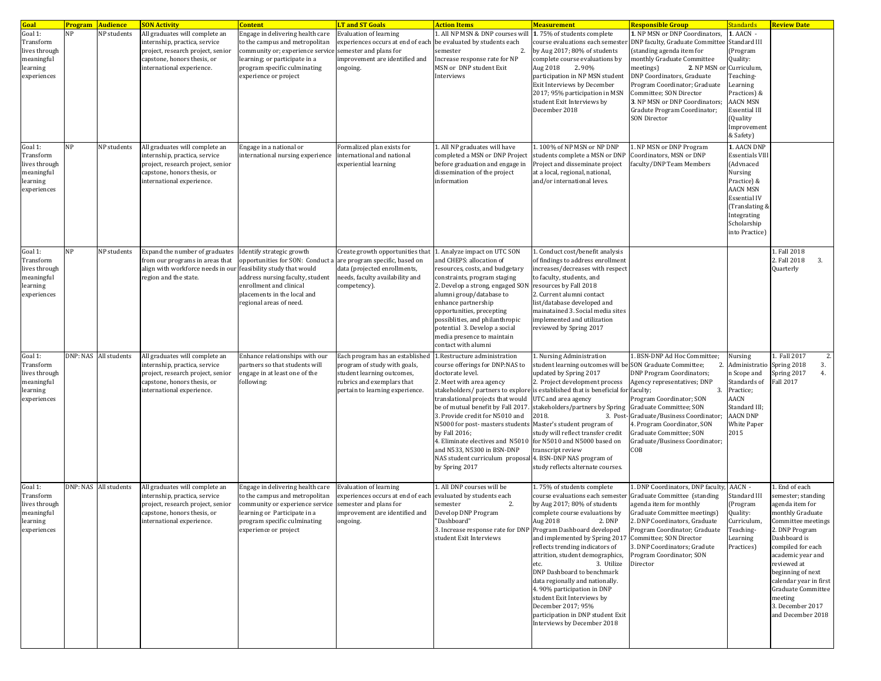| Goal | Program | Audience | SON Activity | Content | LT and ST Goals | Action Items | Measurement | Responsible Group | Standards | Review Date |
|---|---|---|---|---|---|---|---|---|---|---|
| Goal 1: Transform lives through meaningful learning experiences | NP | NP students | All graduates will complete an internship, practica, service project, research project, senior capstone, honors thesis, or international experience. | Engage in delivering health care to the campus and metropolitan community or; experience service learning; or participate in a program specific culminating experience or project | Evaluation of learning experiences occurs at end of each semester and plans for improvement are identified and ongoing. | 1. All NP MSN & DNP courses will be evaluated by students each semester 2. Increase response rate for NP MSN or DNP student Exit Interviews | **1**. 75% of students complete course evaluations each semester by Aug 2017; 80% of students complete course evaluations by Aug 2018 **2**. 90% participation in NP MSN student Exit Interviews by December 2017; 95% participation in MSN student Exit Interviews by December 2018 | **1**. NP MSN or DNP Coordinators, DNP faculty, Graduate Committee (standing agenda item for monthly Graduate Committee meetings) **2**. NP MSN or DNP Coordinators, Graduate Program Coordinator; Graduate Committee; SON Director **3**. NP MSN or DNP Coordinators; Gradute Program Coordinator; SON Director | **1**. AACN - Standard III (Program Quality: Curriculum, Teaching-Learning Practices) & AACN MSN Essential III (Quality Improvement & Safety) | |
| Goal 1: Transform lives through meaningful learning experiences | NP | NP students | All graduates will complete an internship, practica, service project, research project, senior capstone, honors thesis, or international experience. | Engage in a national or international nursing experience | Formalized plan exists for international and national experiential learning | 1. All NP graduates will have completed a MSN or DNP Project before graduation and engage in dissemination of the project information | 1. 100% of NP MSN or NP DNP students complete a MSN or DNP Project and disseminate project at a local, regional, national, and/or international leves. | 1. NP MSN or DNP Program Coordinators, MSN or DNP faculty/DNP Team Members | **1**. AACN DNP Essentials VIII (Advnaced Nursing Practice) & AACN MSN Essential IV (Translating & Integrating Scholarship into Practice) | |
| Goal 1: Transform lives through meaningful learning experiences | NP | NP students | Expand the number of graduates from our programs in areas that align with workforce needs in our region and the state. | Identify strategic growth opportunities for SON: Conduct a feasibility study that would address nursing faculty, student enrollment and clinical placements in the local and regional areas of need. | Create growth opportunities that are program specific, based on data (projected enrollments, needs, faculty availability and competency). | 1. Analyze impact on UTC SON and CHEPS: allocation of resources, costs, and budgetary constraints, program staging 2. Develop a strong, engaged SON alumni group/database to enhance partnership opportunities, precepting possiblities, and philanthropic potential 3. Develop a social media presence to maintain contact with alumni | 1. Conduct cost/benefit analysis of findings to address enrollment increases/decreases with respect to faculty, students, and resources by Fall 2018 2. Current alumni contact list/database developed and mainatained 3. Social media sites implemented and utilization reviewed by Spring 2017 | | | 1. Fall 2018 2. Fall 2018 3. Quarterly |
| Goal 1: Transform lives through meaningful learning experiences | DNP: NAS | All students | All graduates will complete an internship, practica, service project, research project, senior capstone, honors thesis, or international experience. | Enhance relationships with our partners so that students will engage in at least one of the following: | Each program has an established program of study with goals, student learning outcomes, rubrics and exemplars that pertain to learning experience. | 1. Restructure administration course offerings for DNP:NAS to doctorate level. 2. Meet with area agency stakeholders/ partners to explore translational projects that would be of mutual benefit by Fall 2017. 3. Provide credit for N5010 and N5000 for post- masters students by Fall 2016; 4. Eliminate electives and N5010 and N533, N5300 in BSN-DNP NAS student curriculum proposal by Spring 2017 | 1. Nursing Administration student learning outcomes will be updated by Spring 2017 2. Project development process is established that is beneficial for UTC and area agency stakeholders/partners by Spring 2018. 3. Post-Master's student program of study will reflect transfer credit for N5010 and N5000 based on transcript review 4. BSN-DNP NAS program of study reflects alternate courses. | 1. BSN-DNP Ad Hoc Committee; SON Graduate Committee; 2. DNP Program Coordinators; Agency representatives; DNP faculty; 3. Program Coordinator; SON Graduate Committee; SON Graduate/Business Coordinator; 4. Program Coordinator, SON Graduate Committee; SON Graduate/Business Coordinator; COB | Nursing Administration Scope and Standards of Practice; AACN Standard III; AACN DNP White Paper 2015 | 1. Fall 2017 2. Spring 2017 3. Spring 2018 4. Fall 2017 |
| Goal 1: Transform lives through meaningful learning experiences | DNP: NAS | All students | All graduates will complete an internship, practica, service project, research project, senior capstone, honors thesis, or international experience. | Engage in delivering health care to the campus and metropolitan community or experience service learning or Participate in a program specific culminating experience or project | Evaluation of learning experiences occurs at end of each semester and plans for improvement are identified and ongoing. | 1. All DNP courses will be evaluated by students each semester 2. Develop DNP Program "Dashboard" 3. Increase response rate for DNP student Exit Interviews | 1. 75% of students complete course evaluations each semester by Aug 2017; 80% of students complete course evaluations by Aug 2018 2. DNP Program Dashboard developed and implemented by Spring 2017 reflects trending indicators of attrition, student demographics, etc. 3. Utilize DNP Dashboard to benchmark data regionally and nationally. 4. 90% participation in DNP student Exit Interviews by December 2017; 95% participation in DNP student Exit Interviews by December 2018 | 1. DNP Coordinators, DNP faculty, Graduate Committee (standing agenda item for monthly Graduate Committee meetings) 2. DNP Coordinators, Graduate Program Coordinator; Graduate Committee; SON Director 3. DNP Coordinators; Gradute Program Coordinator; SON Director | AACN - Standard III (Program Quality: Curriculum, Teaching-Learning Practices) | 1. End of each semester; standing agenda item for monthly Graduate Committee meetings 2. DNP Program Dashboard is compiled for each academic year and reviewed at beginning of next calendar year in first Graduate Committee meeting 3. December 2017 and December 2018 |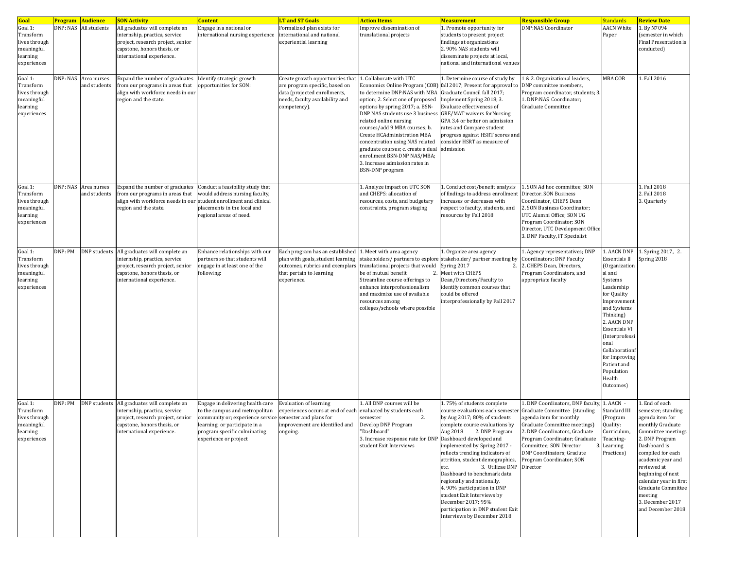| Goal | Program | Audience | SON Activity | Content | LT and ST Goals | Action Items | Measurement | Responsible Group | Standards | Review Date |
|---|---|---|---|---|---|---|---|---|---|---|
| Goal 1: Transform lives through meaningful learning experiences | DNP: NAS | All students | All graduates will complete an internship, practica, service project, research project, senior capstone, honors thesis, or international experience. | Engage in a national or international nursing experience | Formalized plan exists for international and national experiential learning | Improve dissemination of translational projects | 1. Promote opportunity for students to present project findings at organizations<br>2. 90% NAS students will disseminate projects at local, national and international venues | DNP:NAS Coordinator | AACN White Paper | 1. By N7094 (semester in which Final Presentation is conducted) |
| Goal 1: Transform lives through meaningful learning experiences | DNP: NAS | Area nurses and students | Expand the number of graduates from our programs in areas that align with workforce needs in our region and the state. | Identify strategic growth opportunities for SON: | Create growth opportunities that are program specific, based on data (projected enrollments, needs, faculty availability and competency). | 1. Collaborate with UTC Economics Online Program (COB) to determine DNP:NAS with MBA option; 2. Select one of proposed options by spring 2017; a. BSN-DNP NAS students use 3 business related online nursing courses/add 9 MBA courses; b. Create HCAdministration MBA concentration using NAS related graduate courses; c. create a dual enrollment BSN-DNP NAS/MBA; 3. Increase admission rates in BSN-DNP program | 1. Determine course of study by fall 2017; Present for approval to Graduate Council fall 2017; Implement Spring 2018; 3. Evaluate effectiveness of GRE/MAT waivers forNursing GPA 3.4 or better on admission rates and Compare student progress against HSRT scores and consider HSRT as measure of admission | 1 & 2. Organizational leaders, DNP committee members, Program coordinator, students; 3. 1. DNP:NAS Coordinator; Graduate Committee | MBA COB | 1. Fall 2016 |
| Goal 1: Transform lives through meaningful learning experiences | DNP: NAS | Area nurses and students | Expand the number of graduates from our programs in areas that align with workforce needs in our region and the state. | Conduct a feasibility study that would address nursing faculty, student enrollment and clinical placements in the local and regional areas of need. | | 1. Analyze impact on UTC SON and CHEPS: allocation of resources, costs, and budgetary constraints, program staging | 1. Conduct cost/benefit analysis of findings to address enrollment increases or decreases with respect to faculty, students, and resources by Fall 2018 | 1. SON Ad hoc committee; SON Director. SON Business Coordinator, CHEPS Dean<br>2. SON Business Coordinator; UTC Alumni Office; SON UG Program Coordinator; SON Director, UTC Development Office<br>3. DNP Faculty, IT Specialist | | 1. Fall 2018<br>2. Fall 2018<br>3. Quarterly |
| Goal 1: Transform lives through meaningful learning experiences | DNP: PM | DNP students | All graduates will complete an internship, practica, service project, research project, senior capstone, honors thesis, or international experience. | Enhance relationships with our partners so that students will engage in at least one of the following: | Each program has an established plan with goals, student learning outcomes, rubrics and exemplars that pertain to learning experience. | 1. Meet with area agency stakeholders/ partners to explore translational projects that would be of mutual benefit 2. Streamline course offerings to enhance interprofessionalism and maximize use of available resources among colleges/schools where possible | 1. Organize area agency stakeholder/ partner meeting by Spring 2017 2. Meet with CHEPS Dean/Directors/Faculty to identify common courses that could be offered interprofessionally by Fall 2017 | 1. Agency representatives; DNP Coordinators; DNP Faculty<br>2. CHEPS Dean, Directors, Program Coordinators, and appropriate faculty | 1. AACN DNP Essentials II (Organizational and Systems Leadership for Quality Improvement and Systems Thinking)<br>2. AACN DNP Essentials VI (Interprofessional Collaborationf for Improving Patient and Population Health Outcomes) | 1. Spring 2017, 2. Spring 2018 |
| Goal 1: Transform lives through meaningful learning experiences | DNP: PM | DNP students | All graduates will complete an internship, practica, service project, research project, senior capstone, honors thesis, or international experience. | Engage in delivering health care to the campus and metropolitan community or; experience service learning; or participate in a program specific culminating experience or project | Evaluation of learning experiences occurs at end of each semester and plans for improvement are identified and ongoing. | 1. All DNP courses will be evaluated by students each semester 2. Develop DNP Program "Dashboard"<br>3. Increase response rate for DNP student Exit Interviews | 1. 75% of students complete course evaluations each semester by Aug 2017; 80% of students complete course evaluations by Aug 2018 2. DNP Program Dashboard developed and implemented by Spring 2017 - reflects trending indicators of attrition, student demographics, etc. 3. Utilizae DNP Dashboard to benchmark data regionally and nationally.<br>4. 90% participation in DNP student Exit Interviews by December 2017; 95% participation in DNP student Exit Interviews by December 2018 | 1. DNP Coordinators, DNP faculty, Graduate Committee (standing agenda item for monthly Graduate Committee meetings)<br>2. DNP Coordinators, Graduate Program Coordinator; Graduate Committee; SON Director 3. DNP Coordinators; Gradute Program Coordinator; SON Director | 1. AACN - Standard III (Program Quality: Curriculum, Teaching-Learning Practices) | 1. End of each semester; standing agenda item for monthly Graduate Committee meetings<br>2. DNP Program Dashboard is compiled for each academic year and reviewed at beginning of next calendar year in first Graduate Committee meeting<br>3. December 2017 and December 2018 |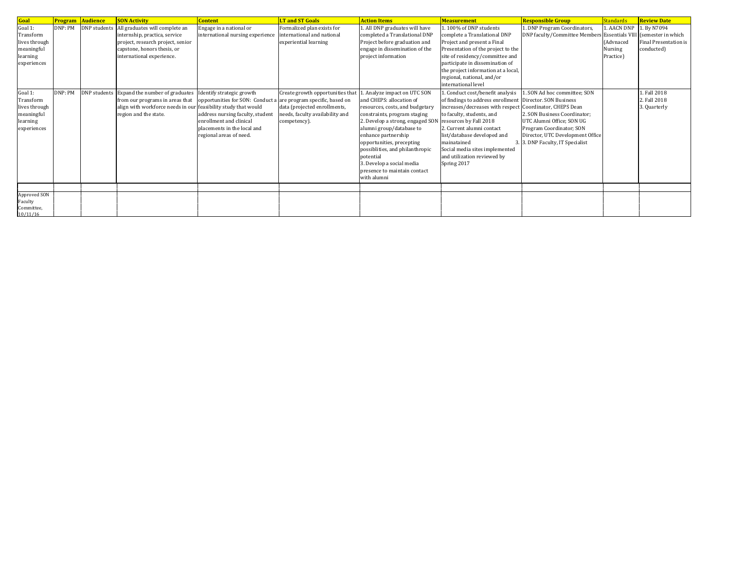| Goal | Program | Audience | SON Activity | Content | LT and ST Goals | Action Items | Measurement | Responsible Group | Standards | Review Date |
|---|---|---|---|---|---|---|---|---|---|---|
| Goal 1: Transform lives through meaningful learning experiences | DNP: PM | DNP students | All graduates will complete an internship, practica, service project, research project, senior capstone, honors thesis, or international experience. | Engage in a national or international nursing experience | Formalized plan exists for international and national experiential learning | 1. All DNP graduates will have completed a Translational DNP Project before graduation and engage in dissemination of the project information | 1. 100% of DNP students complete a Translational DNP Project and present a Final Presentation of the project to the site of residency/committee and participate in dissemination of the project information at a local, regional, national, and/or international level | 1. DNP Program Coordinators, DNP faculty/Committee Members | 1. AACN DNP Essentials VIII (Advnaced Nursing Practice) | 1. By N7094 (semester in which Final Presentation is conducted) |
| Goal 1: Transform lives through meaningful learning experiences | DNP: PM | DNP students | Expand the number of graduates from our programs in areas that align with workforce needs in our region and the state. | Identify strategic growth opportunities for SON: Conduct a feasibility study that would address nursing faculty, student enrollment and clinical placements in the local and regional areas of need. | Create growth opportunities that are program specific, based on data (projected enrollments, needs, faculty availability and competency). | 1. Analyze impact on UTC SON and CHEPS: allocation of resources, costs, and budgetary constraints, program staging<br>2. Develop a strong, engaged SON alumni group/database to enhance partnership opportunities, precepting possiblities, and philanthropic potential<br>3. Develop a social media presence to maintain contact with alumni | 1. Conduct cost/benefit analysis of findings to address enrollment increases/decreases with respect to faculty, students, and resources by Fall 2018<br>2. Current alumni contact list/database developed and mainatained<br>3. Social media sites implemented and utilization reviewed by Spring 2017 | 1. SON Ad hoc committee; SON Director. SON Business Coordinator, CHEPS Dean<br>2. SON Business Coordinator; UTC Alumni Office; SON UG Program Coordinator; SON Director, UTC Development Office<br>3. DNP Faculty, IT Specialist | | 1. Fall 2018<br>2. Fall 2018<br>3. Quarterly |
| | | | | | | | | | | |
| Approved SON Faculty Committee, 10/11/16 | | | | | | | | | | |